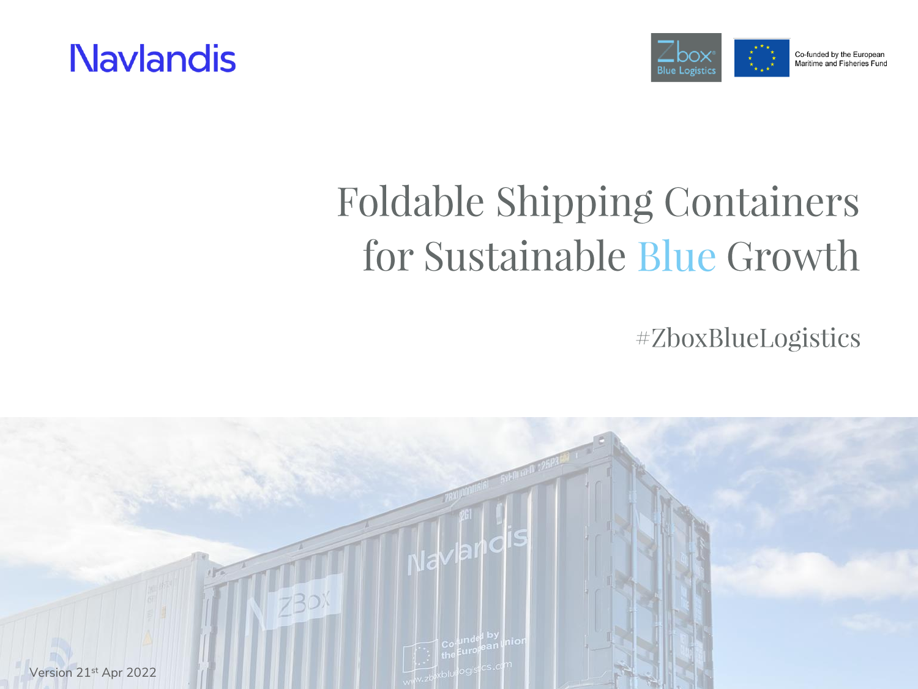Navlandis

Co-funded by the European Maritime and Fisheries Fund

# Foldable Shipping Containers for Sustainable Blue Growth

#ZboxBlueLogistics

Version 21st Apr 2022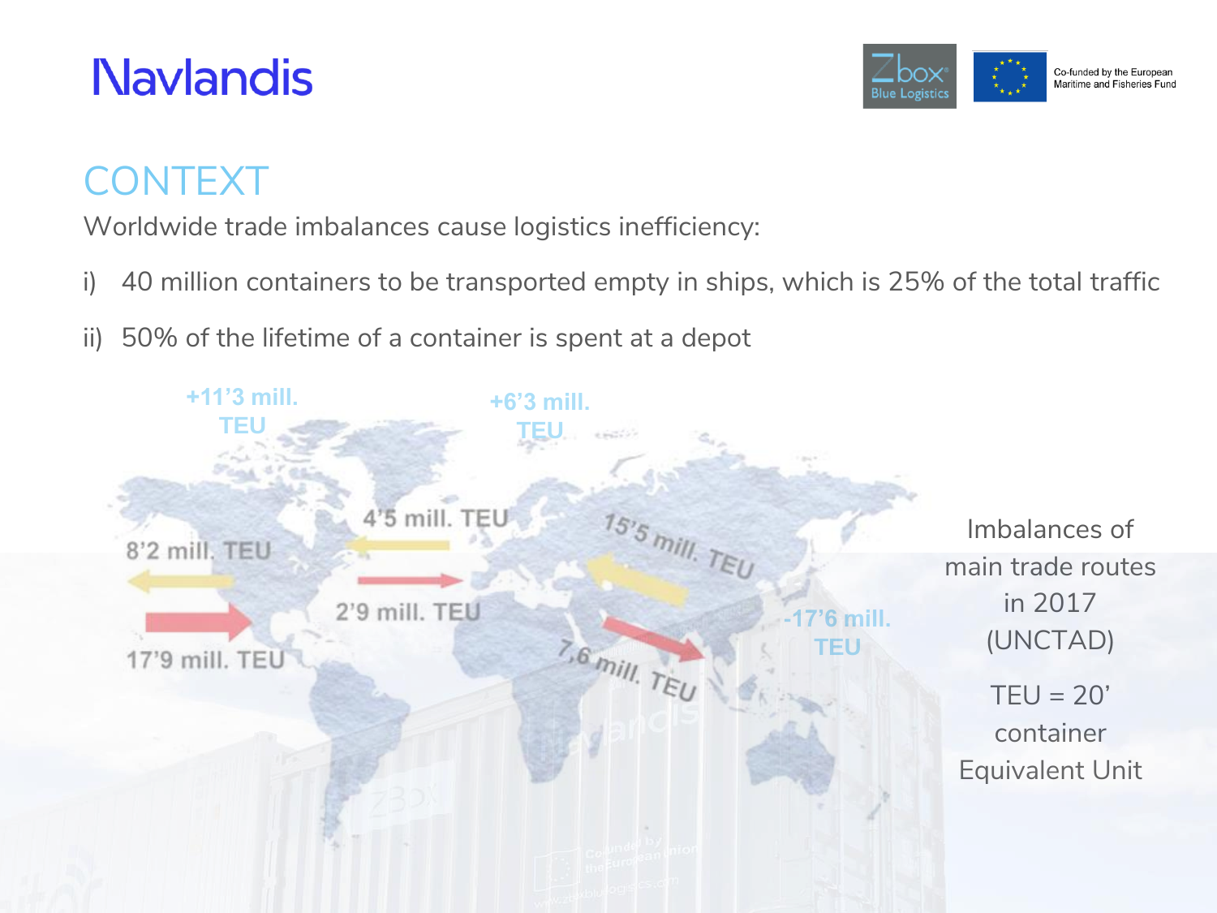# CONTEXT

Worldwide trade imbalances cause logistics inefficiency:

i) 40 million containers to be transported empty in ships, which is 25% of the total traffic

ii) 50% of the lifetime of a container is spent at a depot

+11'3 mill. TEU

+6'3 mill. TEU

8'2 mill. TEU

17'9 mill. TEU

4'5 mill. TEU

2'9 mill. TEU

15'5 mill. TEU

7,6 mill. TEU

-17'6 mill. TEU

Imbalances of main trade routes in 2017 (UNCTAD)

TEU = 20' container Equivalent Unit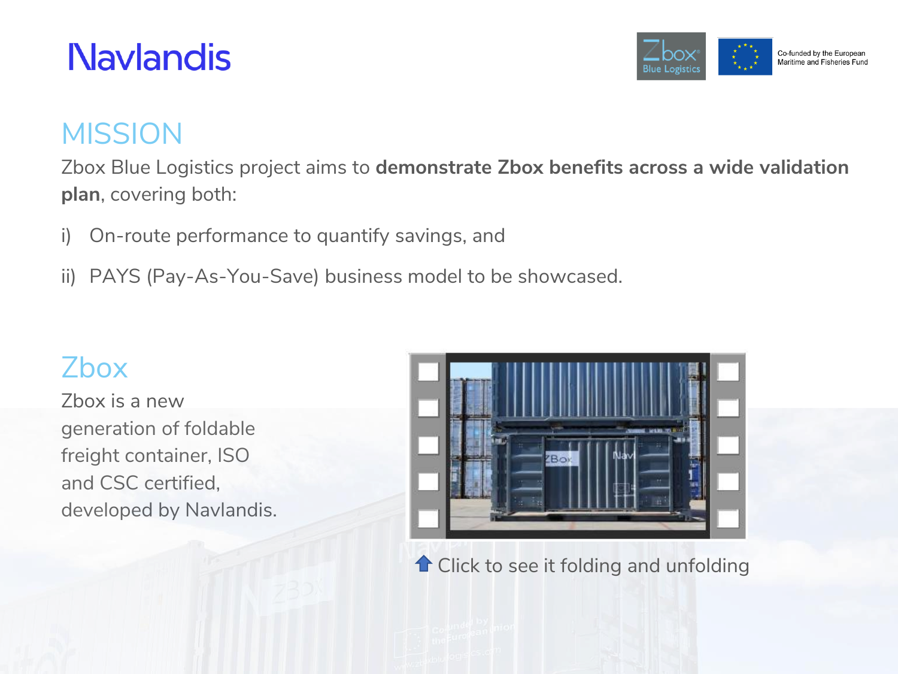## MISSION

Zbox Blue Logistics project aims to **demonstrate Zbox benefits across a wide validation plan**, covering both:

i) On-route performance to quantify savings, and

ii) PAYS (Pay-As-You-Save) business model to be showcased.

## Zbox

Zbox is a new generation of foldable freight container, ISO and CSC certified, developed by Navlandis.

Click to see it folding and unfolding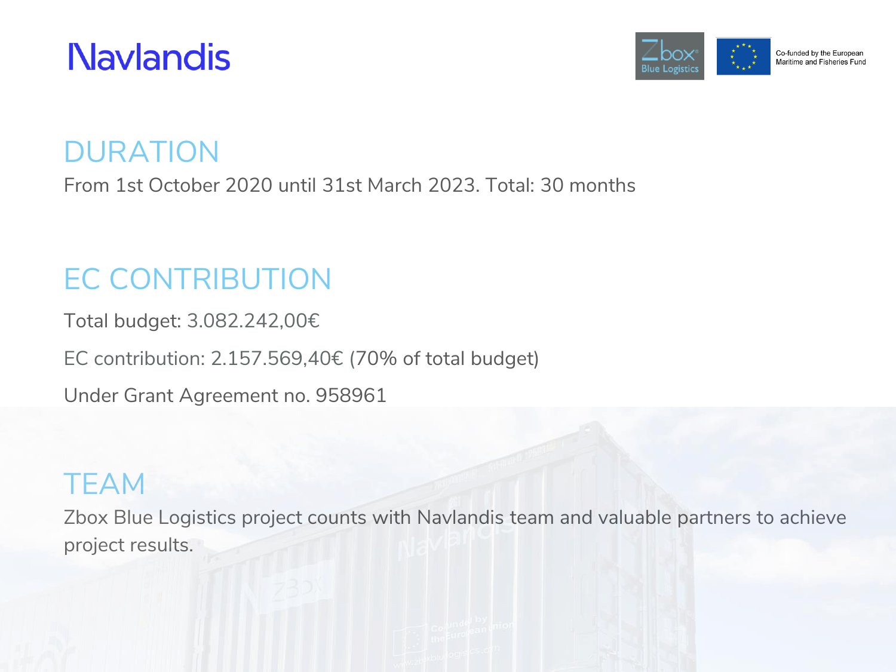## DURATION

From 1st October 2020 until 31st March 2023. Total: 30 months

## EC CONTRIBUTION

Total budget: 3.082.242,00€

EC contribution: 2.157.569,40€ (70% of total budget)

Under Grant Agreement no. 958961

## TEAM

Zbox Blue Logistics project counts with Navlandis team and valuable partners to achieve project results.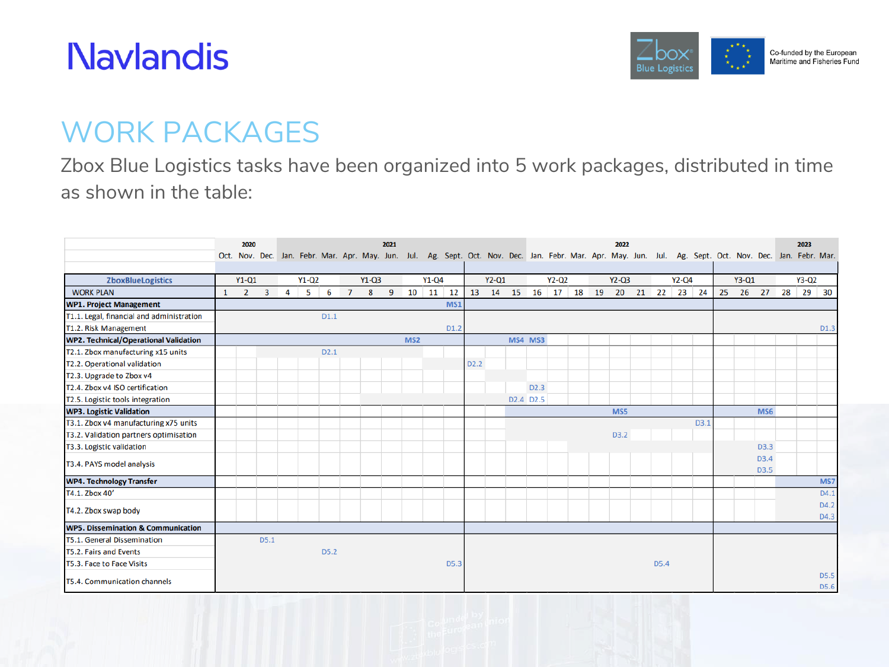# WORK PACKAGES

Zbox Blue Logistics tasks have been organized into 5 work packages, distributed in time as shown in the table:

| | 2020 | | | 2021 | | | | | | | | | | | | 2022 | | | | | | | | | | | | 2023 | | |
|---|---|---|---|---|---|---|---|---|---|---|---|---|---|---|---|---|---|---|---|---|---|---|---|---|---|---|---|---|---|---|
| | Oct. | Nov. | Dec. | Jan. | Febr. | Mar. | Apr. | May. | Jun. | Jul. | Ag. | Sept. | Oct. | Nov. | Dec. | Jan. | Febr. | Mar. | Apr. | May. | Jun. | Jul. | Ag. | Sept. | Oct. | Nov. | Dec. | Jan. | Febr. | Mar. |
| **ZboxBlueLogistics** | Y1-Q1 | | | Y1-Q2 | | | Y1-Q3 | | | Y1-Q4 | | | Y2-Q1 | | | Y2-Q2 | | | Y2-Q3 | | | Y2-Q4 | | | Y3-Q1 | | | Y3-Q2 | | |
| WORK PLAN | 1 | 2 | 3 | 4 | 5 | 6 | 7 | 8 | 9 | 10 | 11 | 12 | 13 | 14 | 15 | 16 | 17 | 18 | 19 | 20 | 21 | 22 | 23 | 24 | 25 | 26 | 27 | 28 | 29 | 30 |
| **WP1. Project Management** | | | | | | | | | | | | MS1 | | | | | | | | | | | | | | | | | | |
| T1.1. Legal, financial and administration | | | | | | D1.1 | | | | | | | | | | | | | | | | | | | | | | | | |
| T1.2. Risk Management | | | | | | | | | | | | D1.2 | | | | | | | | | | | | | | | | | | D1.3 |
| **WP2. Technical/Operational Validation** | | | | | | | | | | MS2 | | | | | MS4 | MS3 | | | | | | | | | | | | | | |
| T2.1. Zbox manufacturing x15 units | | | | | | D2.1 | | | | | | | | | | | | | | | | | | | | | | | | |
| T2.2. Operational validation | | | | | | | | | | | | | D2.2 | | | | | | | | | | | | | | | | | |
| T2.3. Upgrade to Zbox v4 | | | | | | | | | | | | | | | | | | | | | | | | | | | | | | |
| T2.4. Zbox v4 ISO certification | | | | | | | | | | | | | | | | D2.3 | | | | | | | | | | | | | | |
| T2.5. Logistic tools integration | | | | | | | | | | | | | | | D2.4 | D2.5 | | | | | | | | | | | | | | |
| **WP3. Logistic Validation** | | | | | | | | | | | | | | | | | | | | MS5 | | | | | | | MS6 | | | |
| T3.1. Zbox v4 manufacturing x75 units | | | | | | | | | | | | | | | | | | | | | | | | D3.1 | | | | | | |
| T3.2. Validation partners optimisation | | | | | | | | | | | | | | | | | | | | D3.2 | | | | | | | | | | |
| T3.3. Logistic validation | | | | | | | | | | | | | | | | | | | | | | | | | | | D3.3 | | | |
| T3.4. PAYS model analysis | | | | | | | | | | | | | | | | | | | | | | | | | | | D3.4 D3.5 | | | |
| **WP4. Technology Transfer** | | | | | | | | | | | | | | | | | | | | | | | | | | | | | | MS7 |
| T4.1. Zbox 40' | | | | | | | | | | | | | | | | | | | | | | | | | | | | | | D4.1 |
| T4.2. Zbox swap body | | | | | | | | | | | | | | | | | | | | | | | | | | | | | | D4.2 D4.3 |
| **WP5. Dissemination & Communication** | | | | | | | | | | | | | | | | | | | | | | | | | | | | | | |
| T5.1. General Dissemination | | | D5.1 | | | | | | | | | | | | | | | | | | | | | | | | | | | |
| T5.2. Fairs and Events | | | | | | D5.2 | | | | | | | | | | | | | | | | | | | | | | | | |
| T5.3. Face to Face Visits | | | | | | | | | | | | D5.3 | | | | | | | | | | D5.4 | | | | | | | | |
| T5.4. Communication channels | | | | | | | | | | | | | | | | | | | | | | | | | | | | | | D5.5 D5.6 |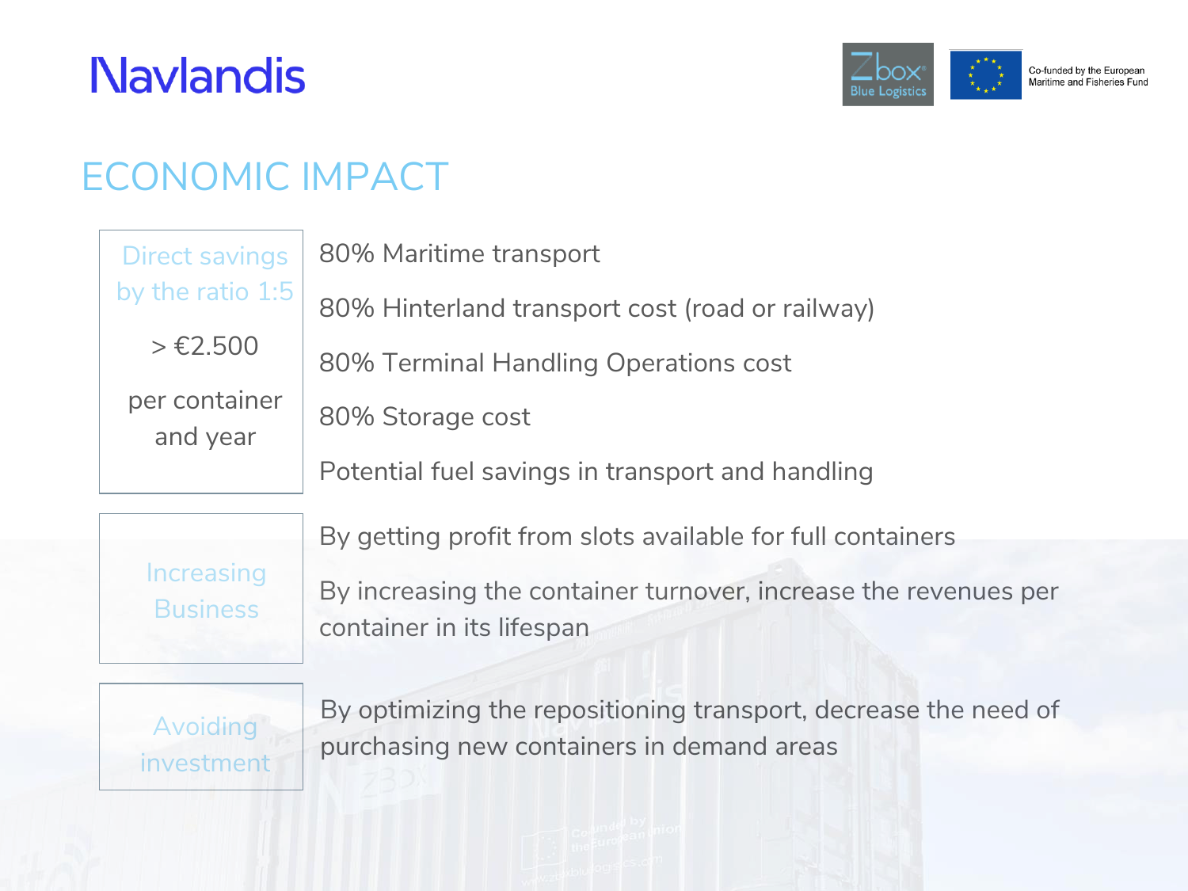Navlandis

Co-funded by the European Maritime and Fisheries Fund

# ECONOMIC IMPACT

| | |
|---|---|
| Direct savings by the ratio 1:5<br><br>> €2.500<br><br>per container and year | 80% Maritime transport<br><br>80% Hinterland transport cost (road or railway)<br><br>80% Terminal Handling Operations cost<br><br>80% Storage cost<br><br>Potential fuel savings in transport and handling |
| Increasing Business | By getting profit from slots available for full containers<br><br>By increasing the container turnover, increase the revenues per container in its lifespan |
| Avoiding investment | By optimizing the repositioning transport, decrease the need of purchasing new containers in demand areas |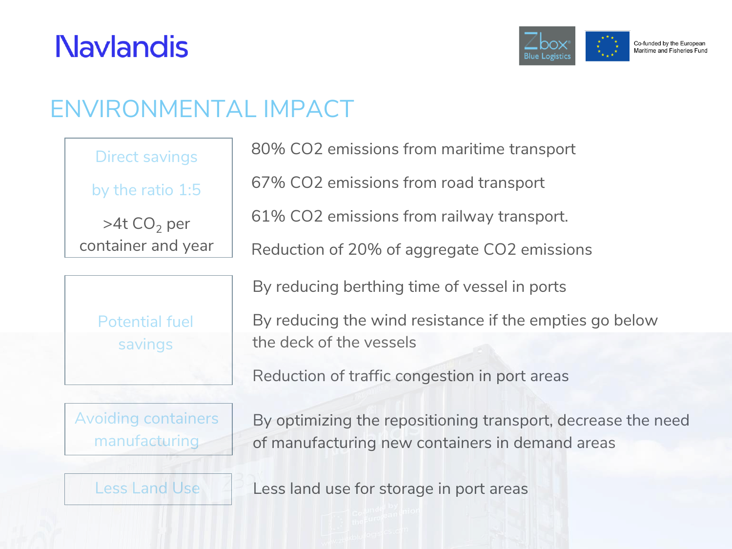# ENVIRONMENTAL IMPACT

| | |
|---|---|
| Direct savings by the ratio 1:5<br>>4t $CO_2$ per container and year | 80% CO2 emissions from maritime transport<br>67% CO2 emissions from road transport<br>61% CO2 emissions from railway transport.<br>Reduction of 20% of aggregate CO2 emissions |
| Potential fuel savings | By reducing berthing time of vessel in ports<br>By reducing the wind resistance if the empties go below the deck of the vessels<br>Reduction of traffic congestion in port areas |
| Avoiding containers manufacturing | By optimizing the repositioning transport, decrease the need of manufacturing new containers in demand areas |
| Less Land Use | Less land use for storage in port areas |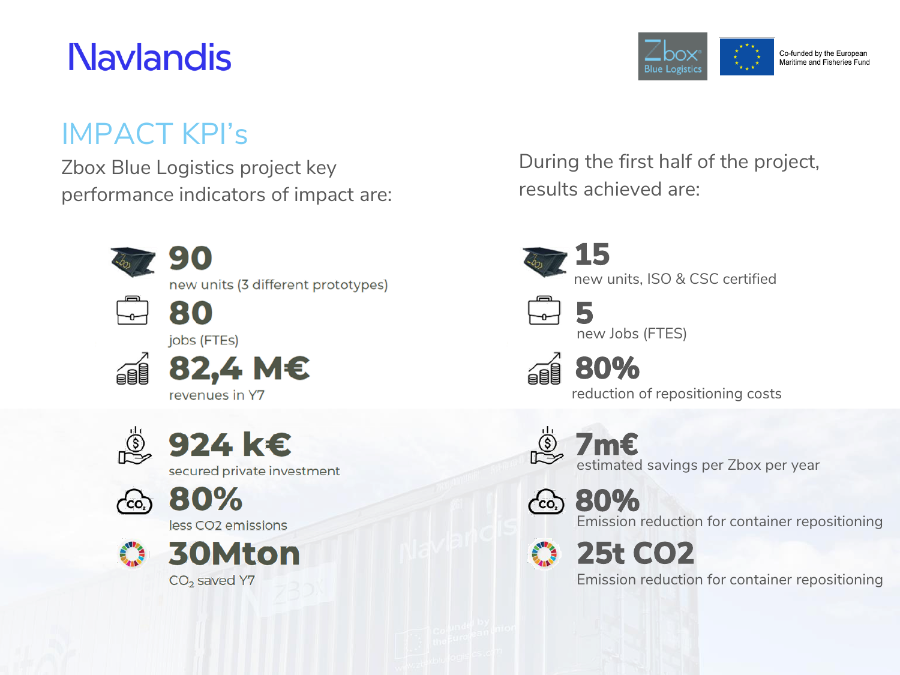Navlandis

Co-funded by the European Maritime and Fisheries Fund

# IMPACT KPI's

Zbox Blue Logistics project key performance indicators of impact are:

**90**
new units (3 different prototypes)

**80**
jobs (FTEs)

**82,4 M€**
revenues in Y7

**924 k€**
secured private investment

**80%**
less CO2 emissions

**30Mton**
$CO_2$ saved Y7

During the first half of the project, results achieved are:

**15**
new units, ISO & CSC certified

**5**
new Jobs (FTES)

**80%**
reduction of repositioning costs

**7m€**
estimated savings per Zbox per year

**80%**
Emission reduction for container repositioning

**25t CO2**
Emission reduction for container repositioning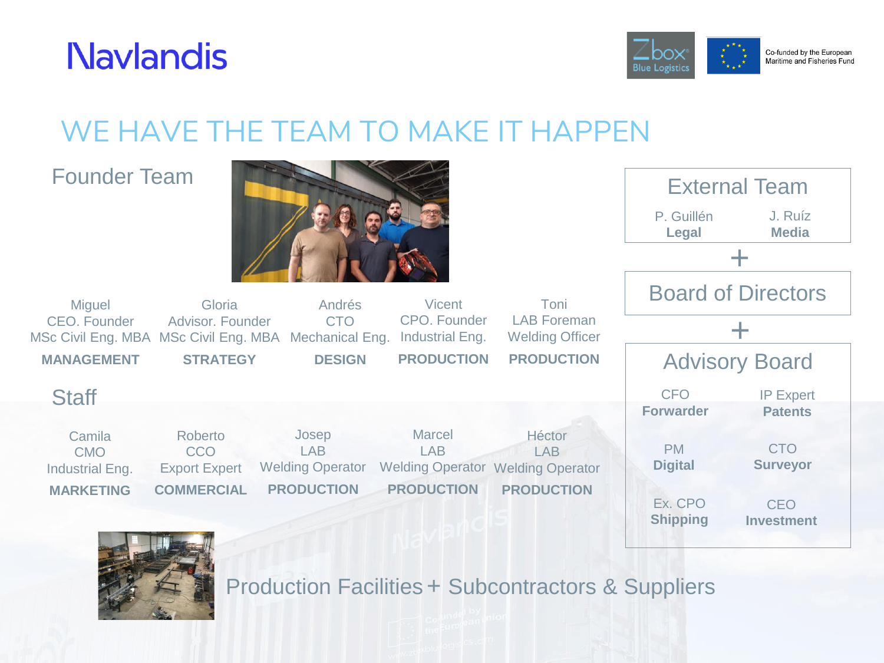Navlandis

Co-funded by the European Maritime and Fisheries Fund

# WE HAVE THE TEAM TO MAKE IT HAPPEN

## Founder Team

| Miguel | Gloria | Andrés | Vicent | Toni |
|---|---|---|---|---|
| CEO. Founder | Advisor. Founder | CTO | CPO. Founder | LAB Foreman |
| MSc Civil Eng. MBA | MSc Civil Eng. MBA | Mechanical Eng. | Industrial Eng. | Welding Officer |
| **MANAGEMENT** | **STRATEGY** | **DESIGN** | **PRODUCTION** | **PRODUCTION** |

## Staff

| Camila | Roberto | Josep | Marcel | Héctor |
|---|---|---|---|---|
| CMO | CCO | LAB | LAB | LAB |
| Industrial Eng. | Export Expert | Welding Operator | Welding Operator | Welding Operator |
| **MARKETING** | **COMMERCIAL** | **PRODUCTION** | **PRODUCTION** | **PRODUCTION** |

## External Team

- P. Guillén — **Legal**
- J. Ruíz — **Media**

\+

## Board of Directors

\+

## Advisory Board

- CFO — **Forwarder**
- IP Expert — **Patents**
- PM — **Digital**
- CTO — **Surveyor**
- Ex. CPO — **Shipping**
- CEO — **Investment**

Production Facilities + Subcontractors & Suppliers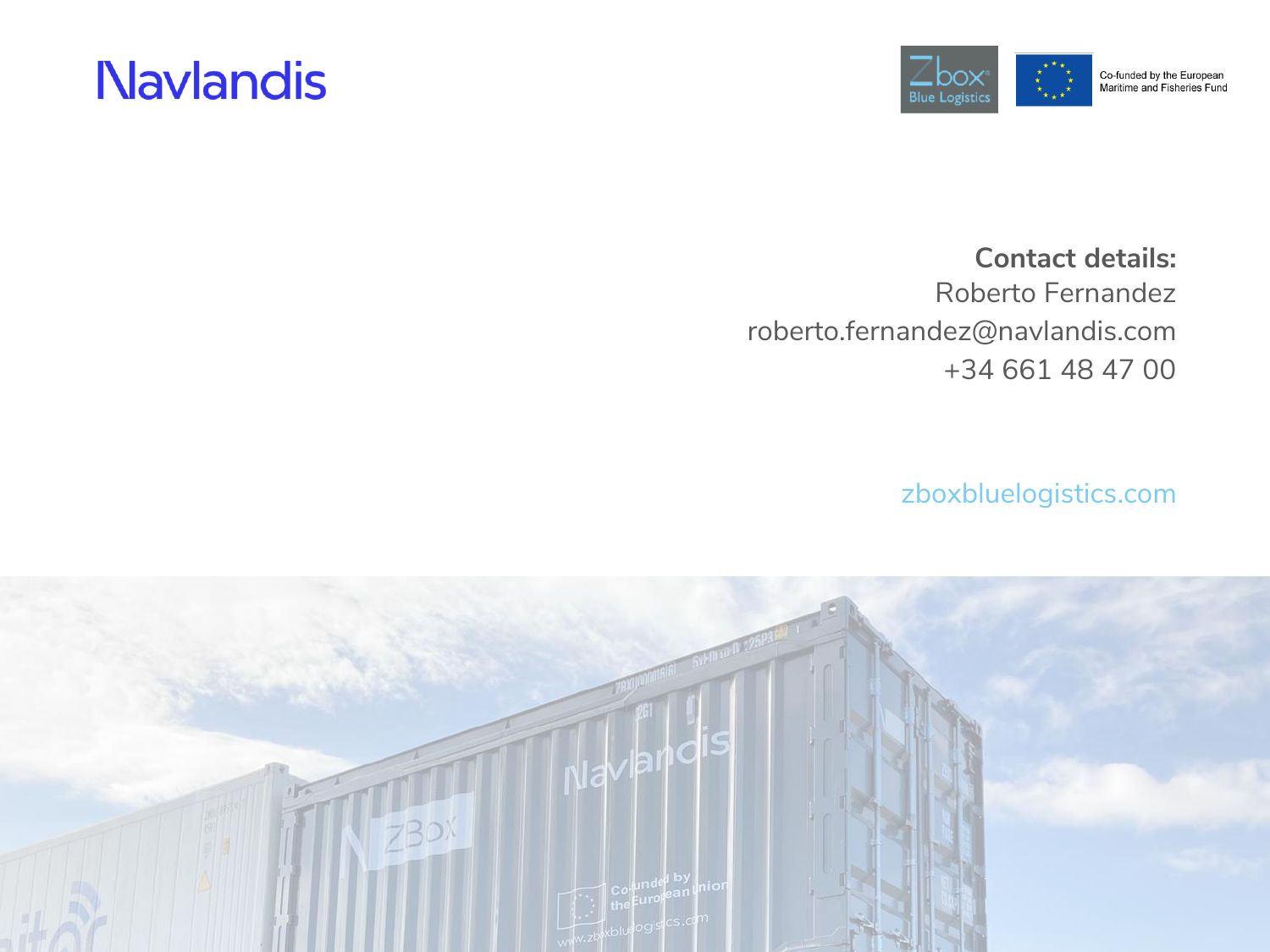Navlandis

Zbox Blue Logistics

Co-funded by the European Maritime and Fisheries Fund

**Contact details:**

Roberto Fernandez

roberto.fernandez@navlandis.com

+34 661 48 47 00

zboxbluelogistics.com